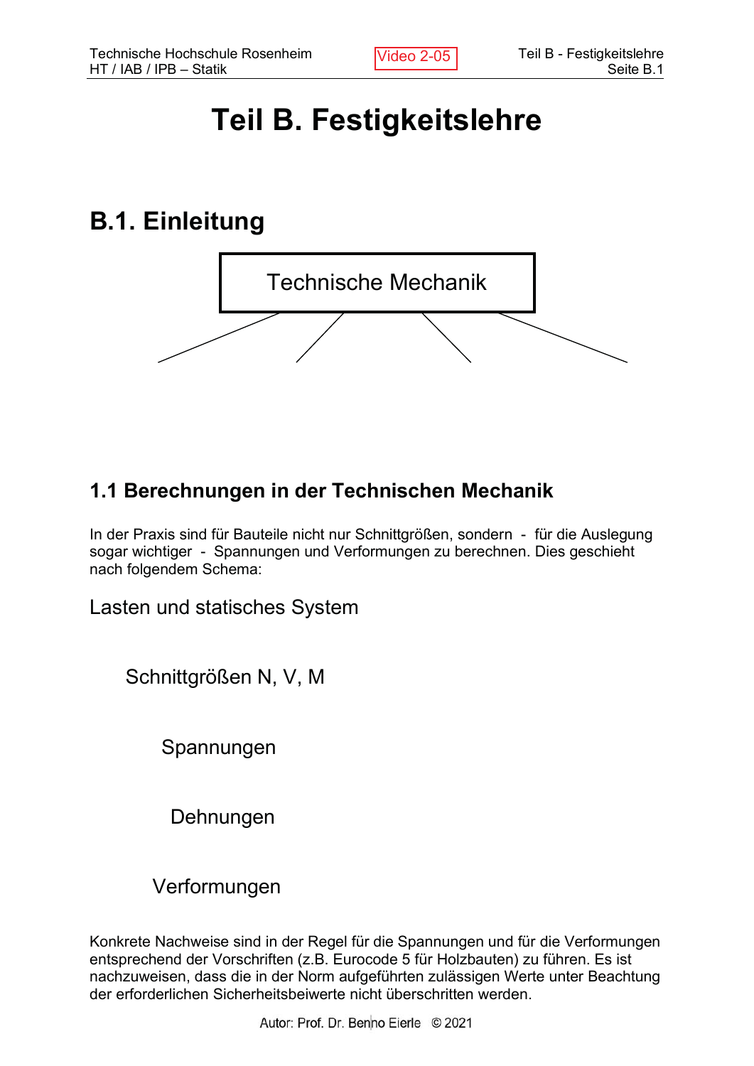# Teil B. Festigkeitslehre

## B.1. Einleitung

Technische Mechanik

### 1.1 Berechnungen in der Technischen Mechanik

In der Praxis sind für Bauteile nicht nur Schnittgrößen, sondern - für die Auslegung sogar wichtiger - Spannungen und Verformungen zu berechnen. Dies geschieht nach folgendem Schema:

Lasten und statisches System

Schnittgrößen N, V, M

Spannungen

Dehnungen

Verformungen

Konkrete Nachweise sind in der Regel für die Spannungen und für die Verformungen entsprechend der Vorschriften (z.B. Eurocode 5 für Holzbauten) zu führen. Es ist nachzuweisen, dass die in der Norm aufgeführten zulässigen Werte unter Beachtung der erforderlichen Sicherheitsbeiwerte nicht überschritten werden.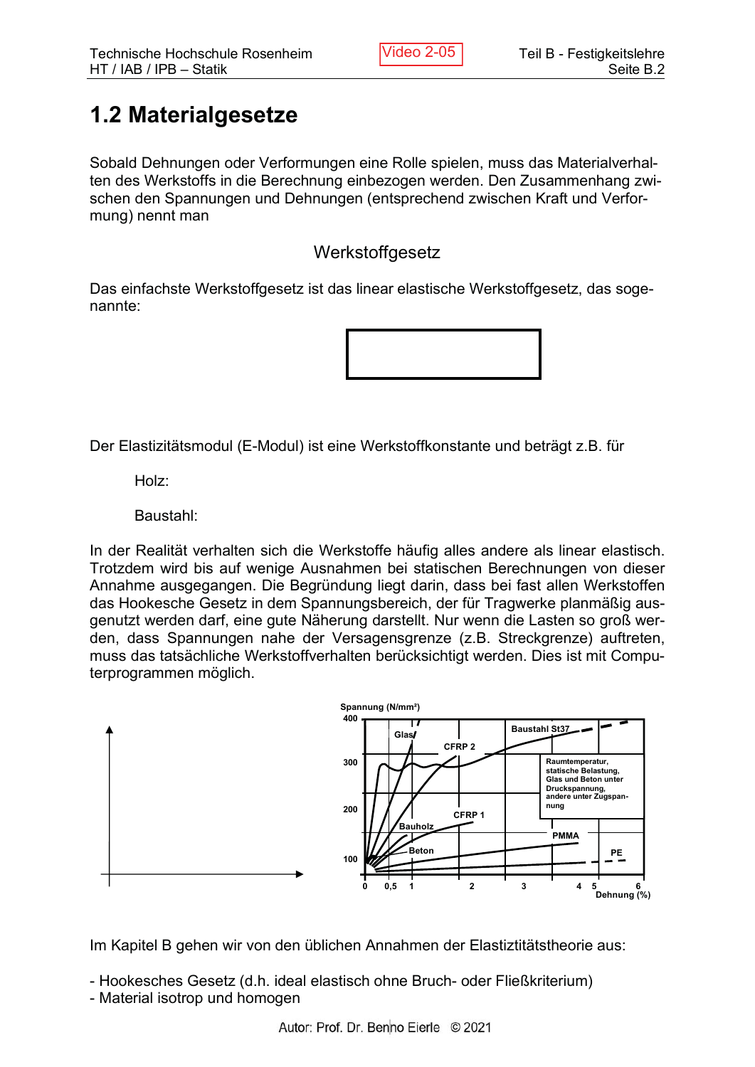# 1.2 Materialgesetze

Sobald Dehnungen oder Verformungen eine Rolle spielen, muss das Materialverhalten des Werkstoffs in die Berechnung einbezogen werden. Den Zusammenhang zwischen den Spannungen und Dehnungen (entsprechend zwischen Kraft und Verformung) nennt man

Werkstoffgesetz

Das einfachste Werkstoffgesetz ist das linear elastische Werkstoffgesetz, das sogenannte:

Der Elastizitätsmodul (E-Modul) ist eine Werkstoffkonstante und beträgt z.B. für

Holz:

Baustahl:

In der Realität verhalten sich die Werkstoffe häufig alles andere als linear elastisch. Trotzdem wird bis auf wenige Ausnahmen bei statischen Berechnungen von dieser Annahme ausgegangen. Die Begründung liegt darin, dass bei fast allen Werkstoffen das Hookesche Gesetz in dem Spannungsbereich, der für Tragwerke planmäßig ausgenutzt werden darf, eine gute Näherung darstellt. Nur wenn die Lasten so groß werden, dass Spannungen nahe der Versagensgrenze (z.B. Streckgrenze) auftreten, muss das tatsächliche Werkstoffverhalten berücksichtigt werden. Dies ist mit Computerprogrammen möglich.

Spannung (N/mm²)
400
300
200
100
0
0,5
1
2
3
4
5
6
Dehnung (%)
Glas
CFRP 2
Baustahl St37
CFRP 1
Bauholz
Beton
PMMA
PE
Raumtemperatur, statische Belastung, Glas und Beton unter Druckspannung, andere unter Zugspannung

Im Kapitel B gehen wir von den üblichen Annahmen der Elastiztitätstheorie aus:

- Hookesches Gesetz (d.h. ideal elastisch ohne Bruch- oder Fließkriterium)
- Material isotrop und homogen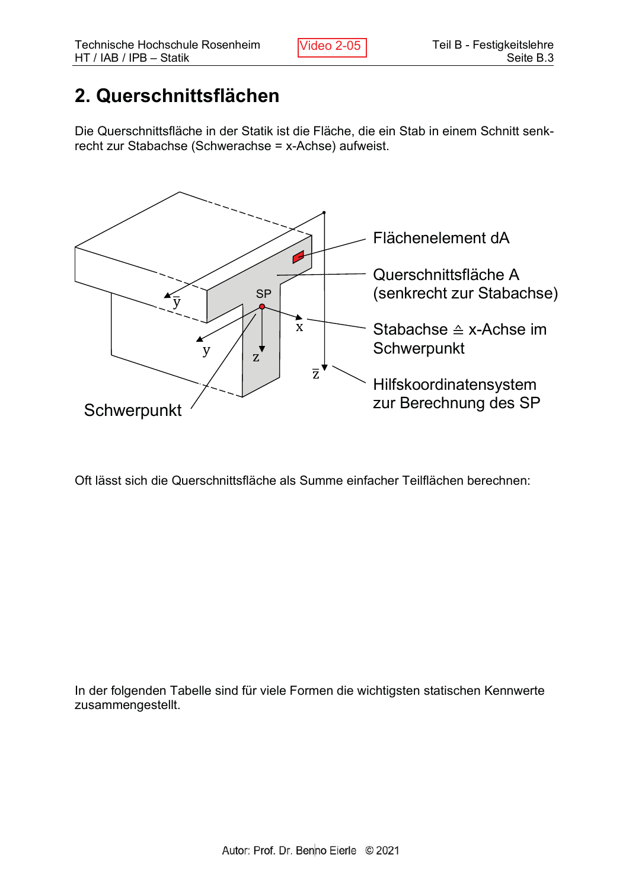# 2. Querschnittsflächen

Die Querschnittsfläche in der Statik ist die Fläche, die ein Stab in einem Schnitt senkrecht zur Stabachse (Schwerachse = x-Achse) aufweist.

Flächenelement dA

Querschnittsfläche A (senkrecht zur Stabachse)

Stabachse ≙ x-Achse im Schwerpunkt

Hilfskoordinatensystem zur Berechnung des SP

Schwerpunkt

SP

$\bar{y}$

y

z

x

$\bar{z}$

Oft lässt sich die Querschnittsfläche als Summe einfacher Teilflächen berechnen:

In der folgenden Tabelle sind für viele Formen die wichtigsten statischen Kennwerte zusammengestellt.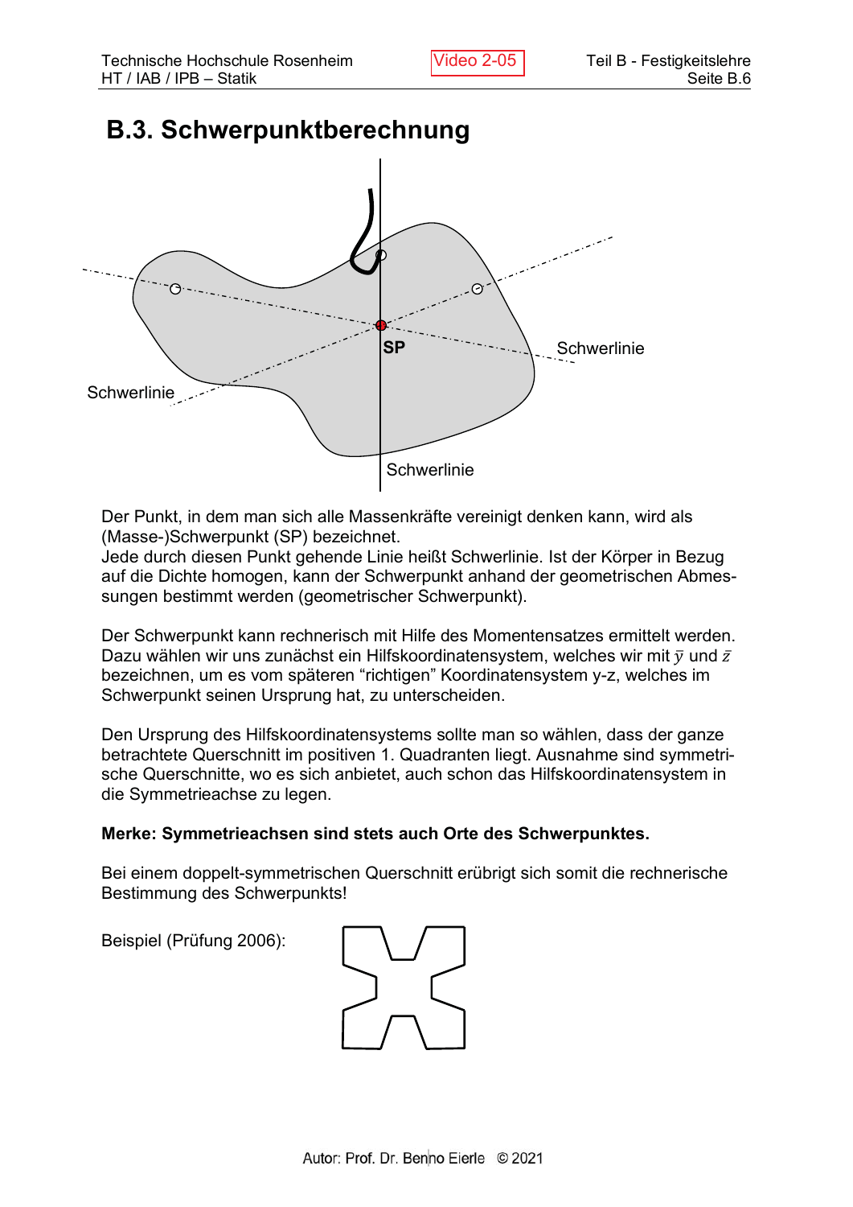# B.3. Schwerpunktberechnung

SP

Schwerlinie

Schwerlinie

Schwerlinie

Der Punkt, in dem man sich alle Massenkräfte vereinigt denken kann, wird als (Masse-)Schwerpunkt (SP) bezeichnet.
Jede durch diesen Punkt gehende Linie heißt Schwerlinie. Ist der Körper in Bezug auf die Dichte homogen, kann der Schwerpunkt anhand der geometrischen Abmessungen bestimmt werden (geometrischer Schwerpunkt).

Der Schwerpunkt kann rechnerisch mit Hilfe des Momentensatzes ermittelt werden. Dazu wählen wir uns zunächst ein Hilfskoordinatensystem, welches wir mit $\bar{y}$ und $\bar{z}$ bezeichnen, um es vom späteren “richtigen” Koordinatensystem y-z, welches im Schwerpunkt seinen Ursprung hat, zu unterscheiden.

Den Ursprung des Hilfskoordinatensystems sollte man so wählen, dass der ganze betrachtete Querschnitt im positiven 1. Quadranten liegt. Ausnahme sind symmetrische Querschnitte, wo es sich anbietet, auch schon das Hilfskoordinatensystem in die Symmetrieachse zu legen.

**Merke: Symmetrieachsen sind stets auch Orte des Schwerpunktes.**

Bei einem doppelt-symmetrischen Querschnitt erübrigt sich somit die rechnerische Bestimmung des Schwerpunkts!

Beispiel (Prüfung 2006):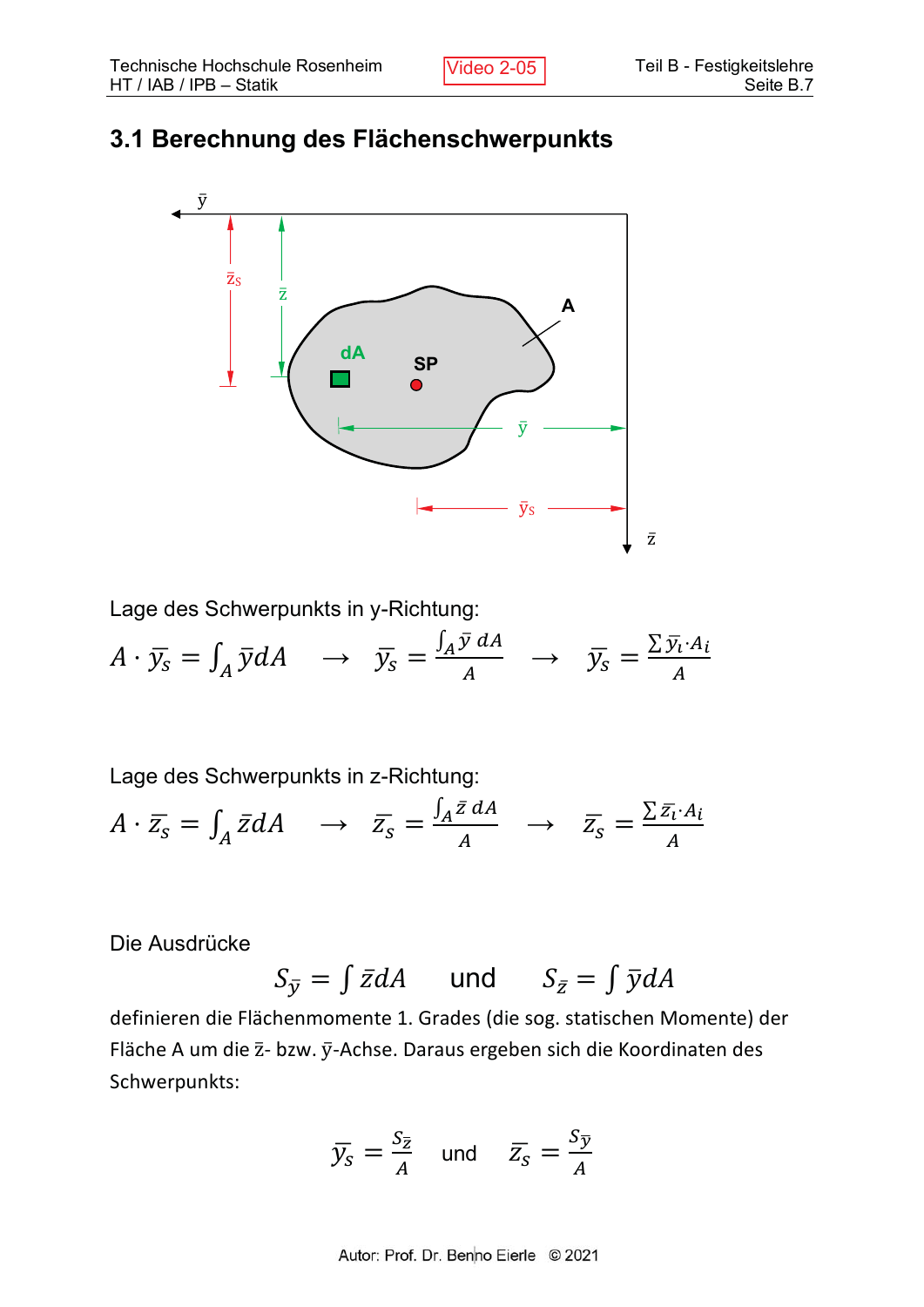## 3.1 Berechnung des Flächenschwerpunkts

ȳ

$\bar{z}_S$

$\bar{z}$

dA

SP

A

ȳ

$\bar{y}_S$

$\bar{z}$

Lage des Schwerpunkts in y-Richtung:

$$A \cdot \bar{y}_S = \int_A \bar{y} dA \quad \rightarrow \quad \bar{y}_S = \frac{\int_A \bar{y}\, dA}{A} \quad \rightarrow \quad \bar{y}_S = \frac{\sum \bar{y}_i \cdot A_i}{A}$$

Lage des Schwerpunkts in z-Richtung:

$$A \cdot \bar{z}_S = \int_A \bar{z} dA \quad \rightarrow \quad \bar{z}_S = \frac{\int_A \bar{z}\, dA}{A} \quad \rightarrow \quad \bar{z}_S = \frac{\sum \bar{z}_i \cdot A_i}{A}$$

Die Ausdrücke

$$S_{\bar{y}} = \int \bar{z} dA \quad \text{und} \quad S_{\bar{z}} = \int \bar{y} dA$$

definieren die Flächenmomente 1. Grades (die sog. statischen Momente) der Fläche A um die $\bar{z}$- bzw. $\bar{y}$-Achse. Daraus ergeben sich die Koordinaten des Schwerpunkts:

$$\bar{y}_S = \frac{S_{\bar{z}}}{A} \quad \text{und} \quad \bar{z}_S = \frac{S_{\bar{y}}}{A}$$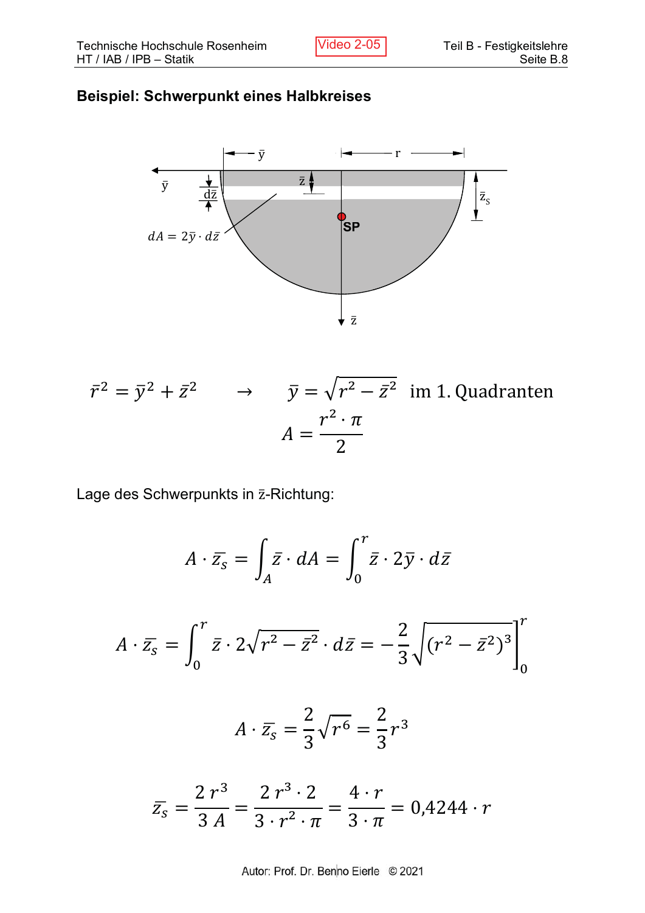## Beispiel: Schwerpunkt eines Halbkreises

ȳ

r

ȳ

dz̄

z̄

$z̄_S$

$dA = 2\bar{y} \cdot d\bar{z}$

SP

z̄

$$\bar{r}^2 = \bar{y}^2 + \bar{z}^2 \qquad \rightarrow \qquad \bar{y} = \sqrt{r^2 - \bar{z}^2} \;\; \text{im 1. Quadranten}$$

$$A = \frac{r^2 \cdot \pi}{2}$$

Lage des Schwerpunkts in z̄-Richtung:

$$A \cdot \bar{z_s} = \int_A \bar{z} \cdot dA = \int_0^r \bar{z} \cdot 2\bar{y} \cdot d\bar{z}$$

$$A \cdot \bar{z_s} = \int_0^r \bar{z} \cdot 2\sqrt{r^2 - \bar{z}^2} \cdot d\bar{z} = -\frac{2}{3}\sqrt{(r^2 - \bar{z}^2)^3}\Big]_0^r$$

$$A \cdot \bar{z_s} = \frac{2}{3}\sqrt{r^6} = \frac{2}{3}r^3$$

$$\bar{z_s} = \frac{2\,r^3}{3\,A} = \frac{2\,r^3 \cdot 2}{3 \cdot r^2 \cdot \pi} = \frac{4 \cdot r}{3 \cdot \pi} = 0{,}4244 \cdot r$$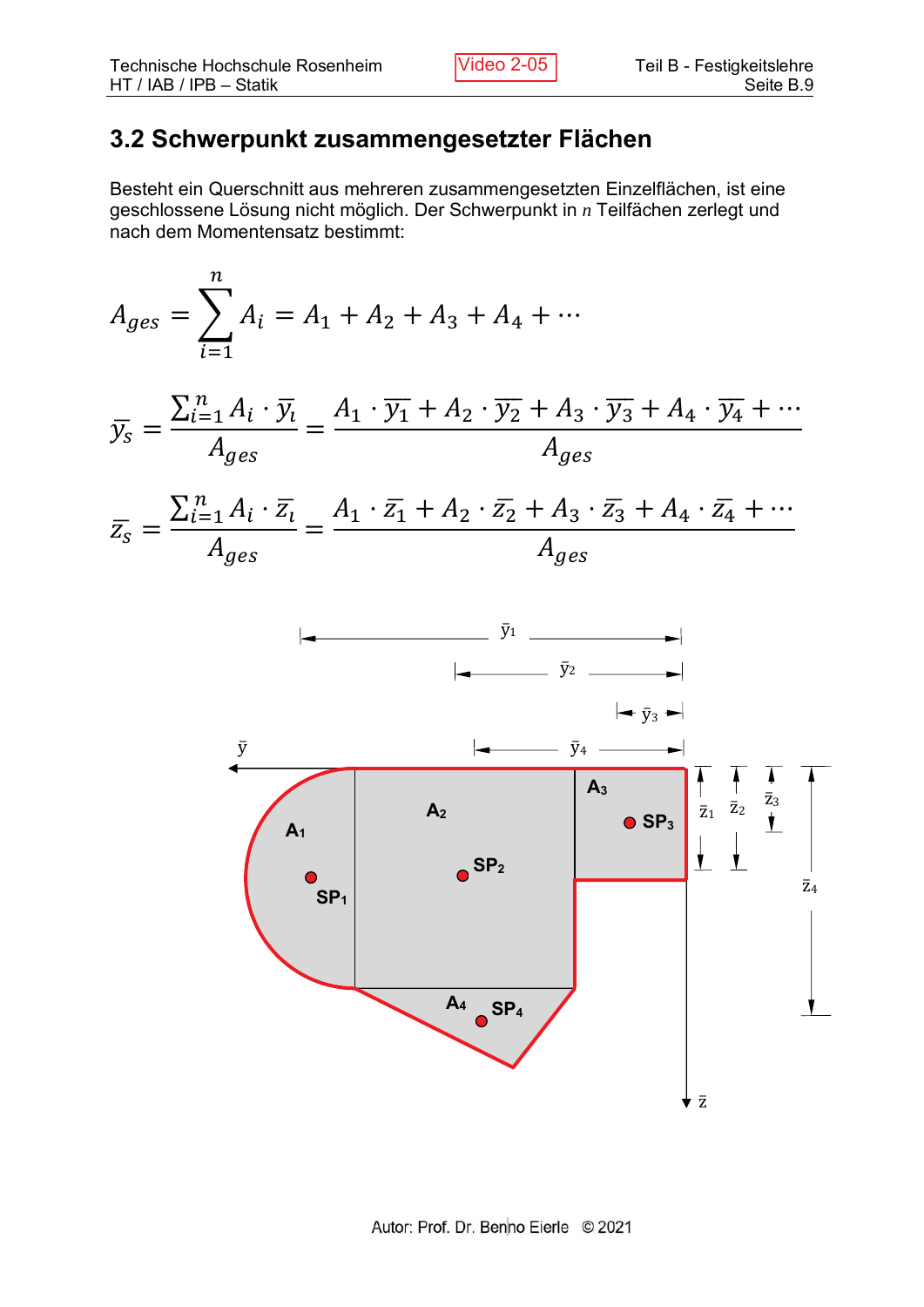## 3.2 Schwerpunkt zusammengesetzter Flächen

Besteht ein Querschnitt aus mehreren zusammengesetzten Einzelflächen, ist eine geschlossene Lösung nicht möglich. Der Schwerpunkt in $n$ Teilflächen zerlegt und nach dem Momentensatz bestimmt:

$$A_{ges} = \sum_{i=1}^{n} A_i = A_1 + A_2 + A_3 + A_4 + \cdots$$

$$\bar{y}_s = \frac{\sum_{i=1}^{n} A_i \cdot \bar{y}_i}{A_{ges}} = \frac{A_1 \cdot \bar{y}_1 + A_2 \cdot \bar{y}_2 + A_3 \cdot \bar{y}_3 + A_4 \cdot \bar{y}_4 + \cdots}{A_{ges}}$$

$$\bar{z}_s = \frac{\sum_{i=1}^{n} A_i \cdot \bar{z}_i}{A_{ges}} = \frac{A_1 \cdot \bar{z}_1 + A_2 \cdot \bar{z}_2 + A_3 \cdot \bar{z}_3 + A_4 \cdot \bar{z}_4 + \cdots}{A_{ges}}$$

ȳ₁
ȳ₂
ȳ₃
ȳ₄
ȳ
A₁
A₂
A₃
A₄
SP₁
SP₂
SP₃
SP₄
z̄₁
z̄₂
z̄₃
z̄₄
z̄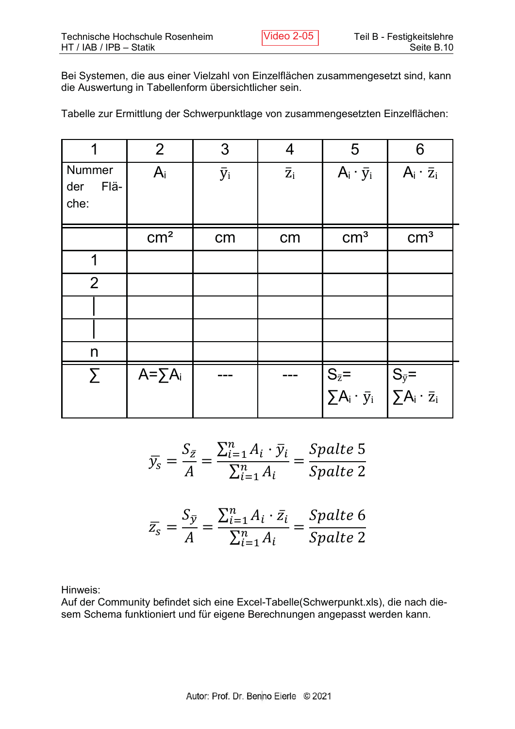Bei Systemen, die aus einer Vielzahl von Einzelflächen zusammengesetzt sind, kann die Auswertung in Tabellenform übersichtlicher sein.

Tabelle zur Ermittlung der Schwerpunktlage von zusammengesetzten Einzelflächen:

| 1 | 2 | 3 | 4 | 5 | 6 |
|---|---|---|---|---|---|
| Nummer der Fläche: | $A_i$ | $\bar{y}_i$ | $\bar{z}_i$ | $A_i \cdot \bar{y}_i$ | $A_i \cdot \bar{z}_i$ |
| | cm² | cm | cm | cm³ | cm³ |
| 1 | | | | | |
| 2 | | | | | |
| \| | | | | | |
| \| | | | | | |
| n | | | | | |
| ∑ | $A=\sum A_i$ | --- | --- | $S_{\bar{z}}= \sum A_i \cdot \bar{y}_i$ | $S_{\bar{y}}= \sum A_i \cdot \bar{z}_i$ |

$$\bar{y}_s = \frac{S_{\bar{z}}}{A} = \frac{\sum_{i=1}^{n} A_i \cdot \bar{y}_i}{\sum_{i=1}^{n} A_i} = \frac{Spalte\ 5}{Spalte\ 2}$$

$$\bar{z}_s = \frac{S_{\bar{y}}}{A} = \frac{\sum_{i=1}^{n} A_i \cdot \bar{z}_i}{\sum_{i=1}^{n} A_i} = \frac{Spalte\ 6}{Spalte\ 2}$$

Hinweis:
Auf der Community befindet sich eine Excel-Tabelle(Schwerpunkt.xls), die nach diesem Schema funktioniert und für eigene Berechnungen angepasst werden kann.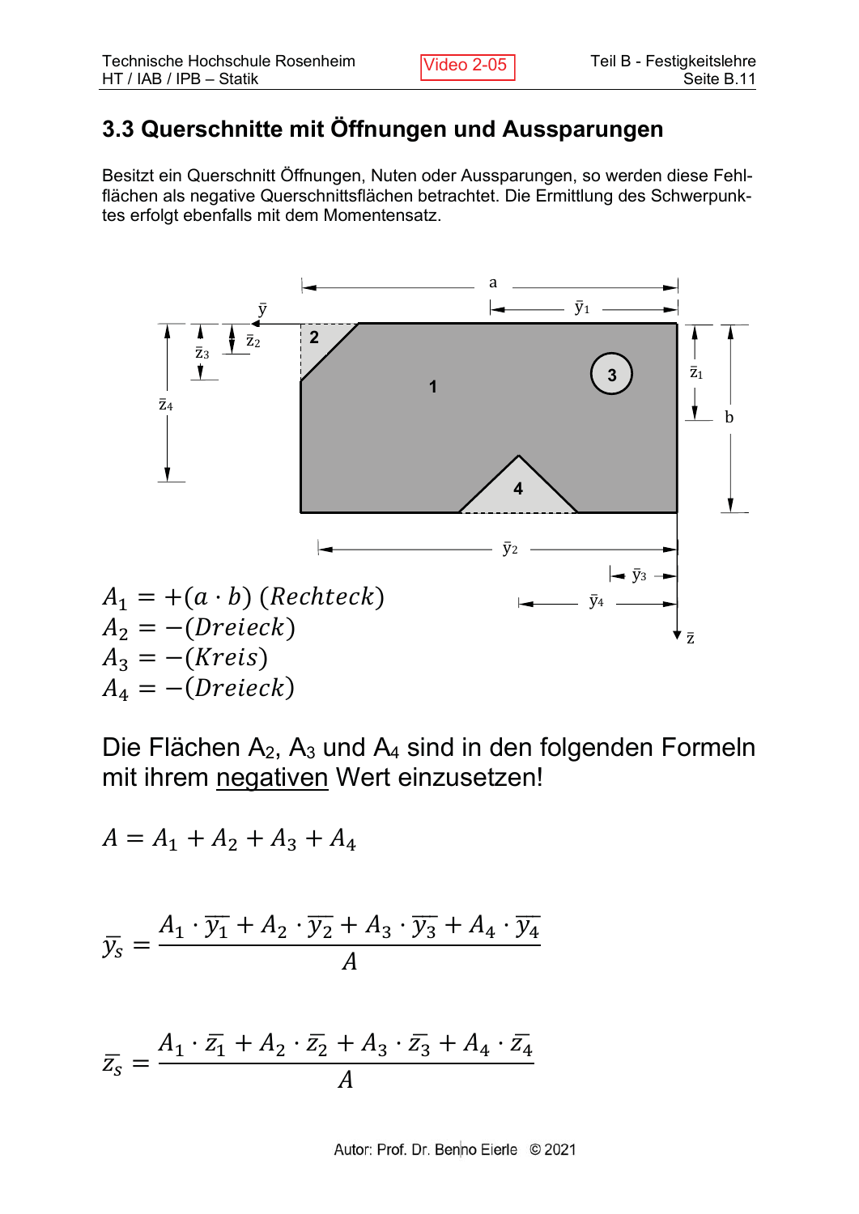## 3.3 Querschnitte mit Öffnungen und Aussparungen

Besitzt ein Querschnitt Öffnungen, Nuten oder Aussparungen, so werden diese Fehlflächen als negative Querschnittsflächen betrachtet. Die Ermittlung des Schwerpunktes erfolgt ebenfalls mit dem Momentensatz.

a

$\bar{y}_1$

$\bar{y}$

$\bar{z}_3$

$\bar{z}_2$

$\bar{z}_4$

2

1

3

4

$\bar{z}_1$

b

$\bar{y}_2$

$\bar{y}_3$

$\bar{y}_4$

$\bar{z}$

$$A_1 = +(a \cdot b)\ (Rechteck)$$
$$A_2 = -(Dreieck)$$
$$A_3 = -(Kreis)$$
$$A_4 = -(Dreieck)$$

Die Flächen $A_2$, $A_3$ und $A_4$ sind in den folgenden Formeln mit ihrem negativen Wert einzusetzen!

$$A = A_1 + A_2 + A_3 + A_4$$

$$\bar{y_s} = \frac{A_1 \cdot \bar{y_1} + A_2 \cdot \bar{y_2} + A_3 \cdot \bar{y_3} + A_4 \cdot \bar{y_4}}{A}$$

$$\bar{z_s} = \frac{A_1 \cdot \bar{z_1} + A_2 \cdot \bar{z_2} + A_3 \cdot \bar{z_3} + A_4 \cdot \bar{z_4}}{A}$$

Autor: Prof. Dr. Benno Eierle © 2021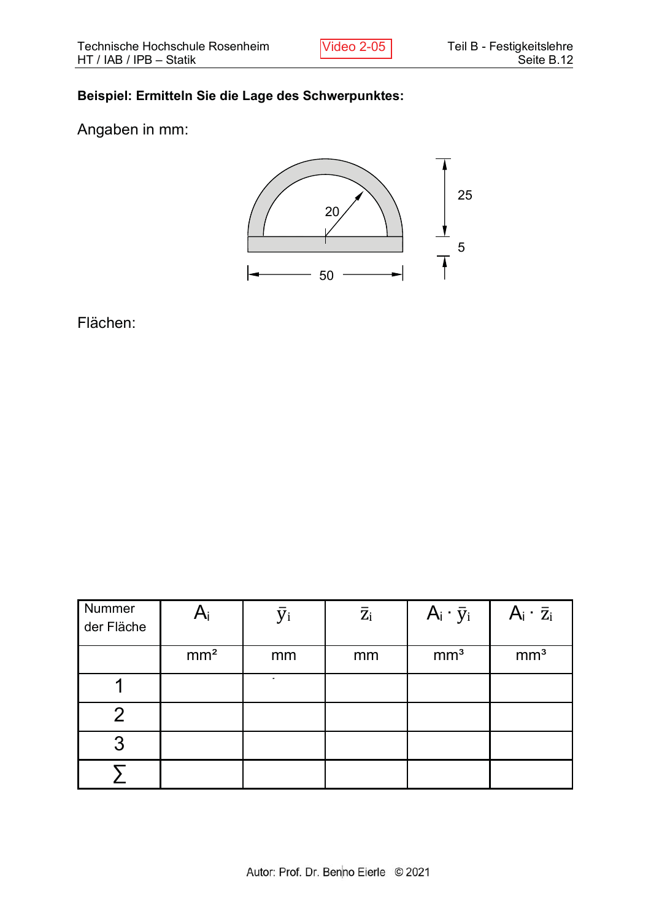**Beispiel: Ermitteln Sie die Lage des Schwerpunktes:**

Angaben in mm:

20

25

5

50

Flächen:

| Nummer der Fläche | $A_i$ | $\bar{y}_i$ | $\bar{z}_i$ | $A_i \cdot \bar{y}_i$ | $A_i \cdot \bar{z}_i$ |
|---|---|---|---|---|---|
| | mm² | mm | mm | mm³ | mm³ |
| 1 | | | | | |
| 2 | | | | | |
| 3 | | | | | |
| ∑ | | | | | |

Autor: Prof. Dr. Benno Eierle © 2021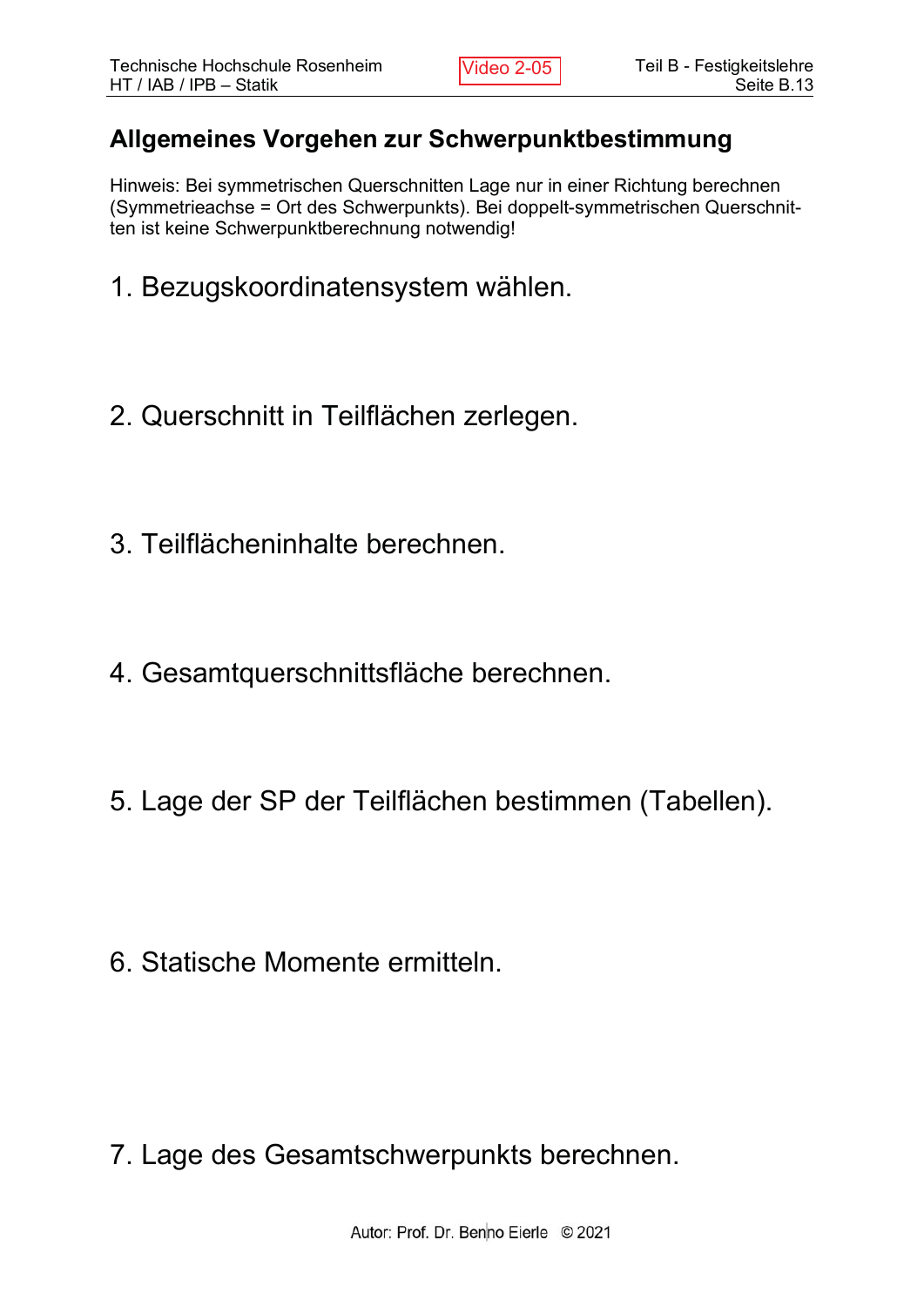## Allgemeines Vorgehen zur Schwerpunktbestimmung

Hinweis: Bei symmetrischen Querschnitten Lage nur in einer Richtung berechnen (Symmetrieachse = Ort des Schwerpunkts). Bei doppelt-symmetrischen Querschnitten ist keine Schwerpunktberechnung notwendig!

1. Bezugskoordinatensystem wählen.

2. Querschnitt in Teilflächen zerlegen.

3. Teilflächeninhalte berechnen.

4. Gesamtquerschnittsfläche berechnen.

5. Lage der SP der Teilflächen bestimmen (Tabellen).

6. Statische Momente ermitteln.

7. Lage des Gesamtschwerpunkts berechnen.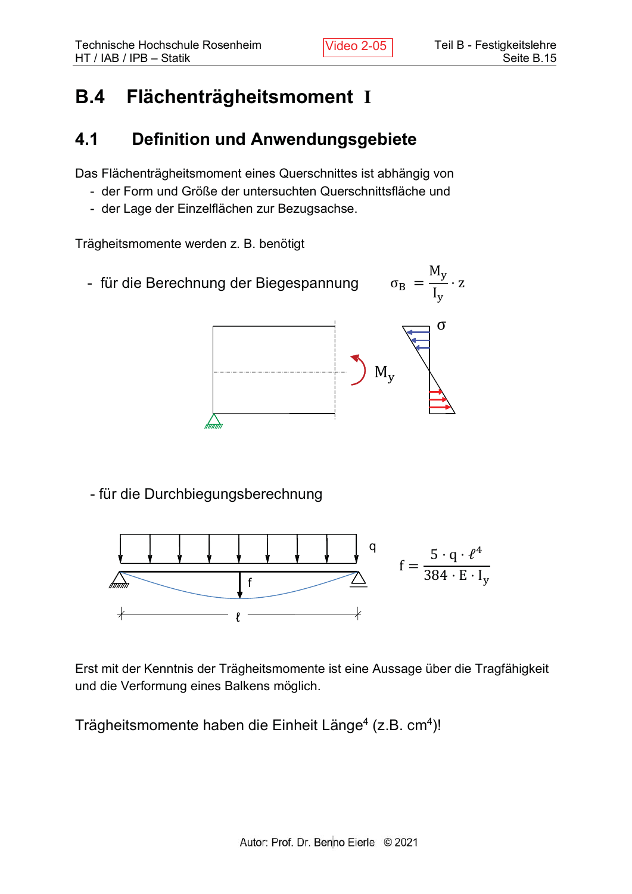# B.4 Flächenträgheitsmoment $I$

## 4.1 Definition und Anwendungsgebiete

Das Flächenträgheitsmoment eines Querschnittes ist abhängig von

- der Form und Größe der untersuchten Querschnittsfläche und
- der Lage der Einzelflächen zur Bezugsachse.

Trägheitsmomente werden z. B. benötigt

- für die Berechnung der Biegespannung $\quad \sigma_B = \frac{M_y}{I_y} \cdot z$

$\sigma$

$M_y$

- für die Durchbiegungsberechnung

q

f

$\ell$

$$f = \frac{5 \cdot q \cdot \ell^4}{384 \cdot E \cdot I_y}$$

Erst mit der Kenntnis der Trägheitsmomente ist eine Aussage über die Tragfähigkeit und die Verformung eines Balkens möglich.

Trägheitsmomente haben die Einheit Länge$^4$ (z.B. cm$^4$)!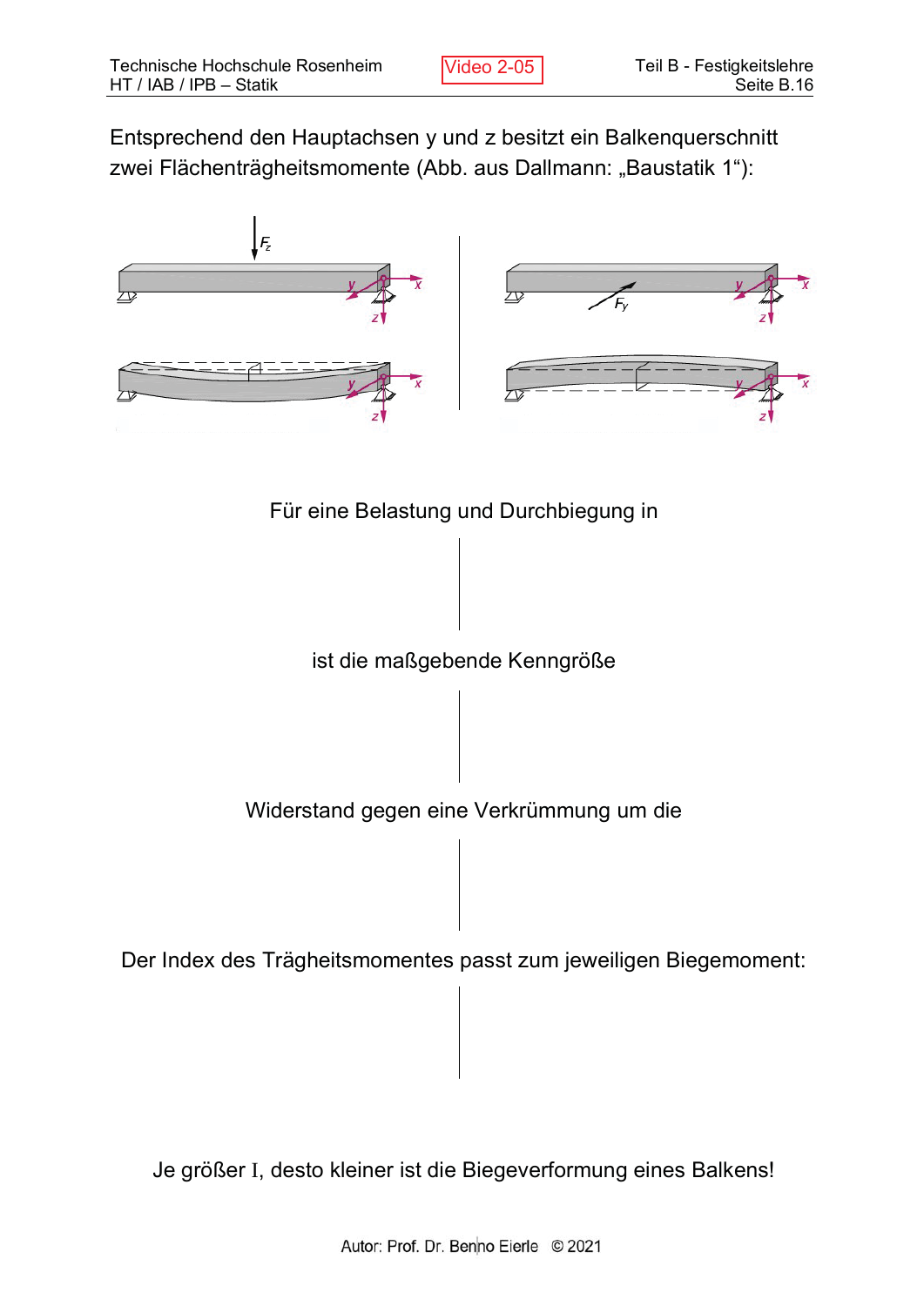Entsprechend den Hauptachsen y und z besitzt ein Balkenquerschnitt zwei Flächenträgheitsmomente (Abb. aus Dallmann: „Baustatik 1“):

$F_z$

$F_y$

y x z

Für eine Belastung und Durchbiegung in

ist die maßgebende Kenngröße

Widerstand gegen eine Verkrümmung um die

Der Index des Trägheitsmomentes passt zum jeweiligen Biegemoment:

Je größer I, desto kleiner ist die Biegeverformung eines Balkens!

Autor: Prof. Dr. Benno Eierle © 2021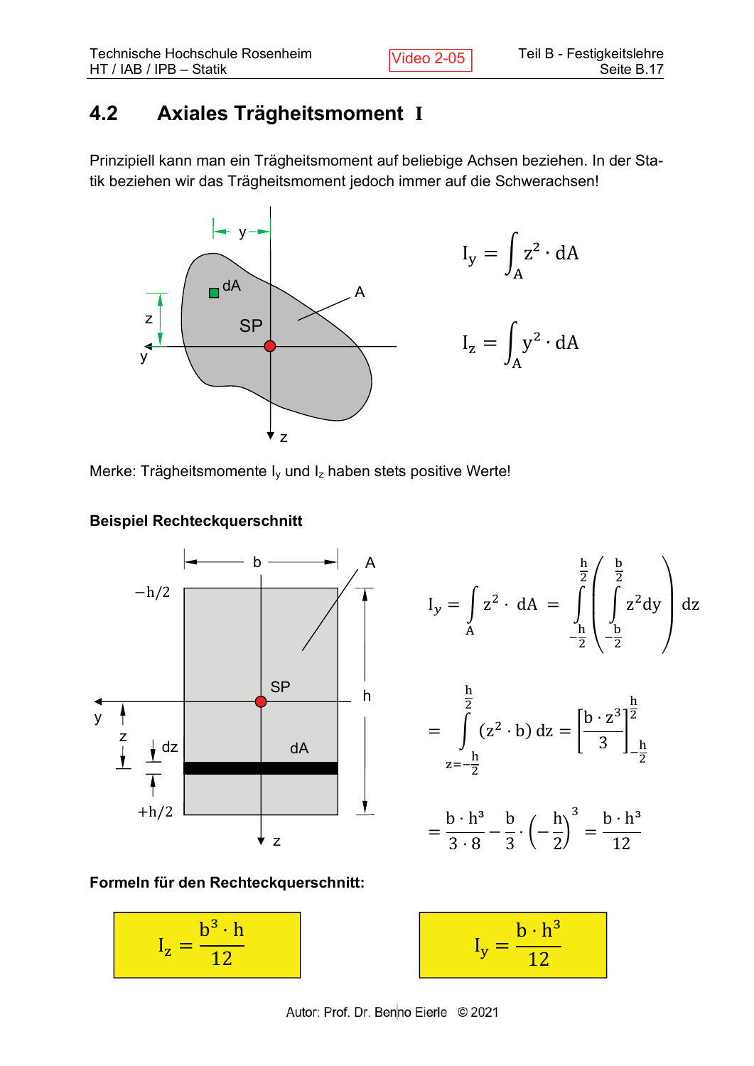## 4.2 Axiales Trägheitsmoment I

Prinzipiell kann man ein Trägheitsmoment auf beliebige Achsen beziehen. In der Statik beziehen wir das Trägheitsmoment jedoch immer auf die Schwerachsen!

y

dA

A

z

SP

y

z

$$I_y = \int_A z^2 \cdot dA$$

$$I_z = \int_A y^2 \cdot dA$$

Merke: Trägheitsmomente $I_y$ und $I_z$ haben stets positive Werte!

**Beispiel Rechteckquerschnitt**

b

A

$-h/2$

SP

h

y

z

dz

dA

$+h/2$

z

$$I_y = \int_A z^2 \cdot dA = \int_{-\frac{h}{2}}^{\frac{h}{2}} \left( \int_{-\frac{b}{2}}^{\frac{b}{2}} z^2 dy \right) dz$$

$$= \int_{z=-\frac{h}{2}}^{\frac{h}{2}} (z^2 \cdot b)\, dz = \left[ \frac{b \cdot z^3}{3} \right]_{-\frac{h}{2}}^{\frac{h}{2}}$$

$$= \frac{b \cdot h^3}{3 \cdot 8} - \frac{b}{3} \cdot \left( -\frac{h}{2} \right)^3 = \frac{b \cdot h^3}{12}$$

**Formeln für den Rechteckquerschnitt:**

$$I_z = \frac{b^3 \cdot h}{12}$$

$$I_y = \frac{b \cdot h^3}{12}$$